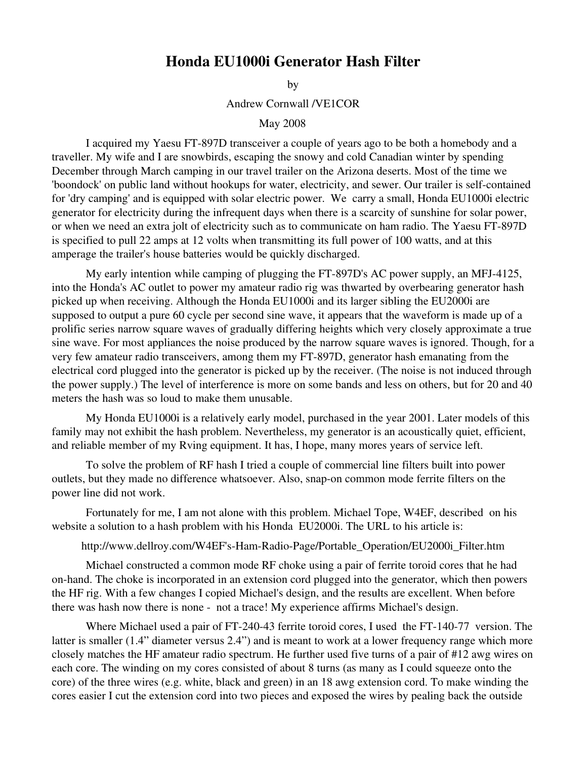# Honda EU1000i Generator Hash Filter

by

Andrew Cornwall /VE1COR

May 2008

I acquired my Yaesu FT-897D transceiver a couple of years ago to be both a homebody and a traveller. My wife and I are snowbirds, escaping the snowy and cold Canadian winter by spending December through March camping in our travel trailer on the Arizona deserts. Most of the time we 'boondock' on public land without hookups for water, electricity, and sewer. Our trailer is self-contained for 'dry camping' and is equipped with solar electric power. We carry a small, Honda EU1000i electric generator for electricity during the infrequent days when there is a scarcity of sunshine for solar power, or when we need an extra jolt of electricity such as to communicate on ham radio. The Yaesu FT-897D is specified to pull 22 amps at 12 volts when transmitting its full power of 100 watts, and at this amperage the trailer's house batteries would be quickly discharged.

My early intention while camping of plugging the FT-897D's AC power supply, an MFJ-4125, into the Honda's AC outlet to power my amateur radio rig was thwarted by overbearing generator hash picked up when receiving. Although the Honda EU1000i and its larger sibling the EU2000i are supposed to output a pure 60 cycle per second sine wave, it appears that the waveform is made up of a prolific series narrow square waves of gradually differing heights which very closely approximate a true sine wave. For most appliances the noise produced by the narrow square waves is ignored. Though, for a very few amateur radio transceivers, among them my FT-897D, generator hash emanating from the electrical cord plugged into the generator is picked up by the receiver. (The noise is not induced through the power supply.) The level of interference is more on some bands and less on others, but for 20 and 40 meters the hash was so loud to make them unusable.

My Honda EU1000i is a relatively early model, purchased in the year 2001. Later models of this family may not exhibit the hash problem. Nevertheless, my generator is an acoustically quiet, efficient, and reliable member of my Rving equipment. It has, I hope, many mores years of service left.

To solve the problem of RF hash I tried a couple of commercial line filters built into power outlets, but they made no difference whatsoever. Also, snap-on common mode ferrite filters on the power line did not work.

Fortunately for me, I am not alone with this problem. Michael Tope, W4EF, described on his website a solution to a hash problem with his Honda EU2000i. The URL to his article is:

http://www.dellroy.com/W4EF's-Ham-Radio-Page/Portable_Operation/EU2000i_Filter.htm

Michael constructed a common mode RF choke using a pair of ferrite toroid cores that he had on-hand. The choke is incorporated in an extension cord plugged into the generator, which then powers the HF rig. With a few changes I copied Michael's design, and the results are excellent. When before there was hash now there is none - not a trace! My experience affirms Michael's design.

Where Michael used a pair of FT-240-43 ferrite toroid cores, I used the FT-140-77 version. The latter is smaller (1.4" diameter versus 2.4") and is meant to work at a lower frequency range which more closely matches the HF amateur radio spectrum. He further used five turns of a pair of #12 awg wires on each core. The winding on my cores consisted of about 8 turns (as many as I could squeeze onto the core) of the three wires (e.g. white, black and green) in an 18 awg extension cord. To make winding the cores easier I cut the extension cord into two pieces and exposed the wires by pealing back the outside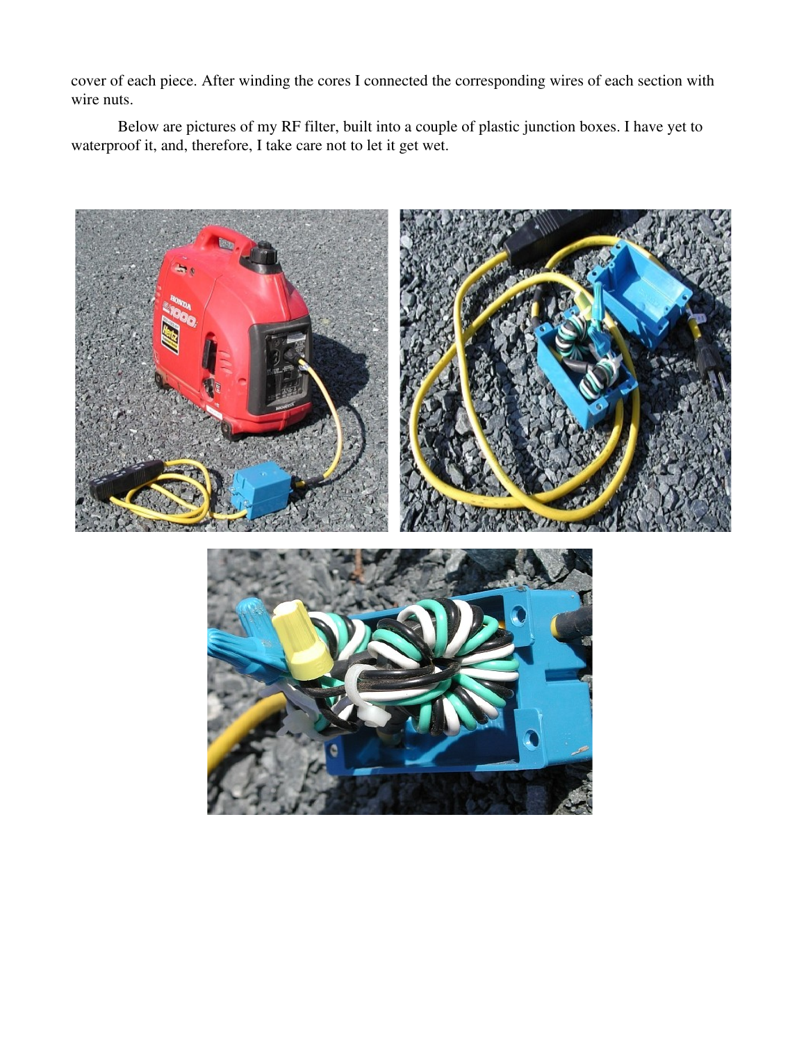cover of each piece. After winding the cores I connected the corresponding wires of each section with wire nuts.

Below are pictures of my RF filter, built into a couple of plastic junction boxes. I have yet to waterproof it, and, therefore, I take care not to let it get wet.